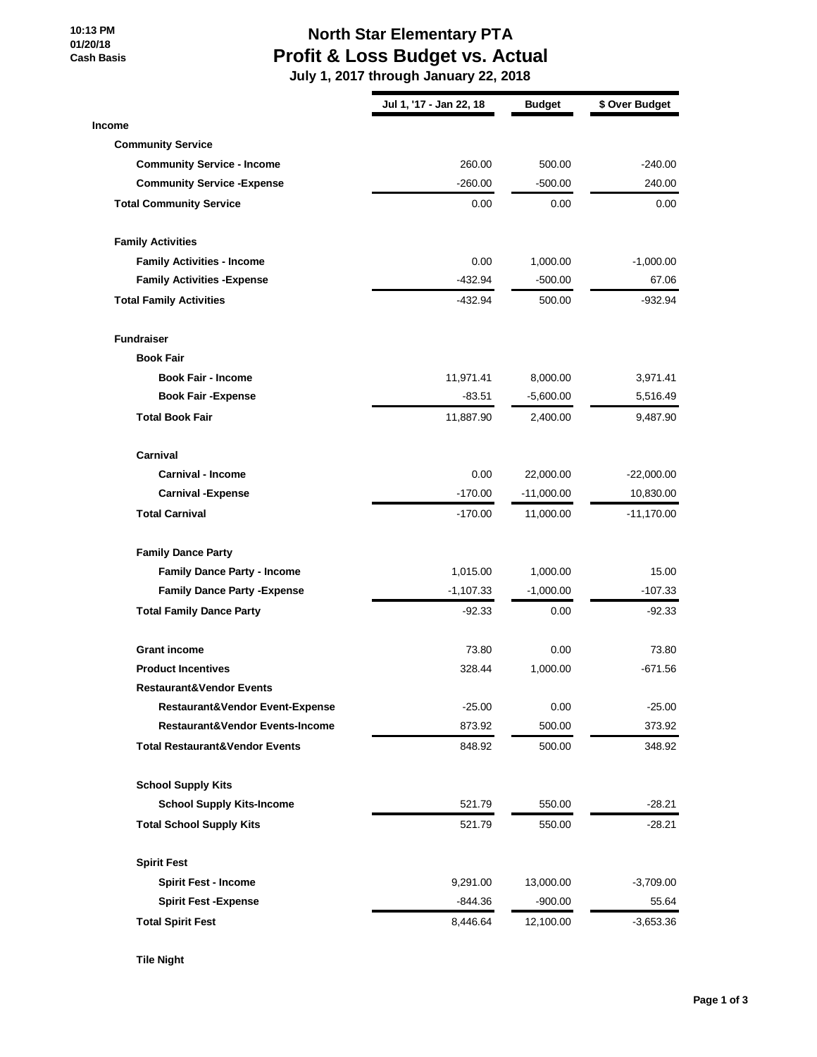10:13 PM
01/20/18
Cash Basis

# North Star Elementary PTA
## Profit & Loss Budget vs. Actual
### July 1, 2017 through January 22, 2018

| | Jul 1, '17 - Jan 22, 18 | Budget | $ Over Budget |
|---|---|---|---|
| **Income** | | | |
| **Community Service** | | | |
| **Community Service - Income** | 260.00 | 500.00 | -240.00 |
| **Community Service -Expense** | -260.00 | -500.00 | 240.00 |
| **Total Community Service** | 0.00 | 0.00 | 0.00 |
| **Family Activities** | | | |
| **Family Activities - Income** | 0.00 | 1,000.00 | -1,000.00 |
| **Family Activities -Expense** | -432.94 | -500.00 | 67.06 |
| **Total Family Activities** | -432.94 | 500.00 | -932.94 |
| **Fundraiser** | | | |
| **Book Fair** | | | |
| **Book Fair - Income** | 11,971.41 | 8,000.00 | 3,971.41 |
| **Book Fair -Expense** | -83.51 | -5,600.00 | 5,516.49 |
| **Total Book Fair** | 11,887.90 | 2,400.00 | 9,487.90 |
| **Carnival** | | | |
| **Carnival - Income** | 0.00 | 22,000.00 | -22,000.00 |
| **Carnival -Expense** | -170.00 | -11,000.00 | 10,830.00 |
| **Total Carnival** | -170.00 | 11,000.00 | -11,170.00 |
| **Family Dance Party** | | | |
| **Family Dance Party - Income** | 1,015.00 | 1,000.00 | 15.00 |
| **Family Dance Party -Expense** | -1,107.33 | -1,000.00 | -107.33 |
| **Total Family Dance Party** | -92.33 | 0.00 | -92.33 |
| **Grant income** | 73.80 | 0.00 | 73.80 |
| **Product Incentives** | 328.44 | 1,000.00 | -671.56 |
| **Restaurant&Vendor Events** | | | |
| **Restaurant&Vendor Event-Expense** | -25.00 | 0.00 | -25.00 |
| **Restaurant&Vendor Events-Income** | 873.92 | 500.00 | 373.92 |
| **Total Restaurant&Vendor Events** | 848.92 | 500.00 | 348.92 |
| **School Supply Kits** | | | |
| **School Supply Kits-Income** | 521.79 | 550.00 | -28.21 |
| **Total School Supply Kits** | 521.79 | 550.00 | -28.21 |
| **Spirit Fest** | | | |
| **Spirit Fest - Income** | 9,291.00 | 13,000.00 | -3,709.00 |
| **Spirit Fest -Expense** | -844.36 | -900.00 | 55.64 |
| **Total Spirit Fest** | 8,446.64 | 12,100.00 | -3,653.36 |
| **Tile Night** | | | |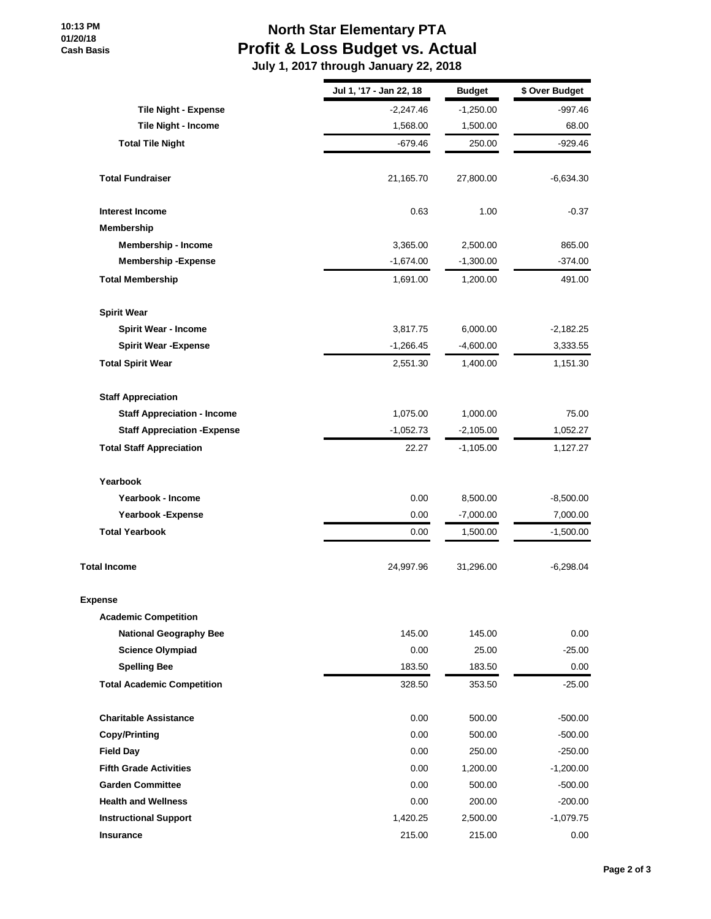# North Star Elementary PTA
## Profit & Loss Budget vs. Actual
### July 1, 2017 through January 22, 2018

10:13 PM
01/20/18
Cash Basis

| | Jul 1, '17 - Jan 22, 18 | Budget | $ Over Budget |
|---|---|---|---|
| Tile Night - Expense | -2,247.46 | -1,250.00 | -997.46 |
| Tile Night - Income | 1,568.00 | 1,500.00 | 68.00 |
| **Total Tile Night** | -679.46 | 250.00 | -929.46 |
| **Total Fundraiser** | 21,165.70 | 27,800.00 | -6,634.30 |
| **Interest Income** | 0.63 | 1.00 | -0.37 |
| **Membership** | | | |
| Membership - Income | 3,365.00 | 2,500.00 | 865.00 |
| Membership -Expense | -1,674.00 | -1,300.00 | -374.00 |
| **Total Membership** | 1,691.00 | 1,200.00 | 491.00 |
| **Spirit Wear** | | | |
| Spirit Wear - Income | 3,817.75 | 6,000.00 | -2,182.25 |
| Spirit Wear -Expense | -1,266.45 | -4,600.00 | 3,333.55 |
| **Total Spirit Wear** | 2,551.30 | 1,400.00 | 1,151.30 |
| **Staff Appreciation** | | | |
| Staff Appreciation - Income | 1,075.00 | 1,000.00 | 75.00 |
| Staff Appreciation -Expense | -1,052.73 | -2,105.00 | 1,052.27 |
| **Total Staff Appreciation** | 22.27 | -1,105.00 | 1,127.27 |
| **Yearbook** | | | |
| Yearbook - Income | 0.00 | 8,500.00 | -8,500.00 |
| Yearbook -Expense | 0.00 | -7,000.00 | 7,000.00 |
| **Total Yearbook** | 0.00 | 1,500.00 | -1,500.00 |
| **Total Income** | 24,997.96 | 31,296.00 | -6,298.04 |
| **Expense** | | | |
| **Academic Competition** | | | |
| National Geography Bee | 145.00 | 145.00 | 0.00 |
| Science Olympiad | 0.00 | 25.00 | -25.00 |
| Spelling Bee | 183.50 | 183.50 | 0.00 |
| **Total Academic Competition** | 328.50 | 353.50 | -25.00 |
| **Charitable Assistance** | 0.00 | 500.00 | -500.00 |
| **Copy/Printing** | 0.00 | 500.00 | -500.00 |
| **Field Day** | 0.00 | 250.00 | -250.00 |
| **Fifth Grade Activities** | 0.00 | 1,200.00 | -1,200.00 |
| **Garden Committee** | 0.00 | 500.00 | -500.00 |
| **Health and Wellness** | 0.00 | 200.00 | -200.00 |
| **Instructional Support** | 1,420.25 | 2,500.00 | -1,079.75 |
| **Insurance** | 215.00 | 215.00 | 0.00 |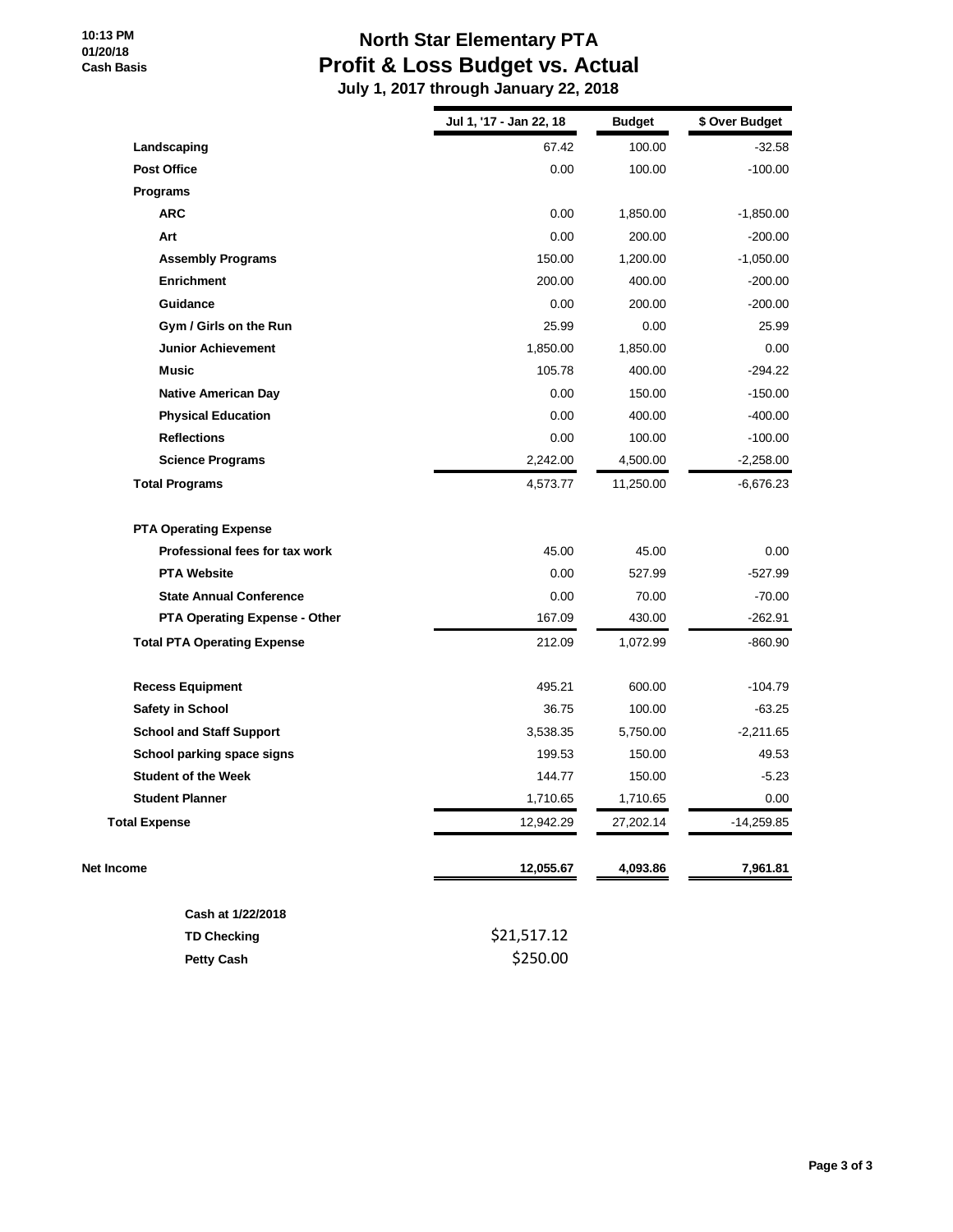10:13 PM
01/20/18
Cash Basis

# North Star Elementary PTA
## Profit & Loss Budget vs. Actual
### July 1, 2017 through January 22, 2018

| | Jul 1, '17 - Jan 22, 18 | Budget | $ Over Budget |
|---|---|---|---|
| **Landscaping** | 67.42 | 100.00 | -32.58 |
| **Post Office** | 0.00 | 100.00 | -100.00 |
| **Programs** | | | |
| **ARC** | 0.00 | 1,850.00 | -1,850.00 |
| **Art** | 0.00 | 200.00 | -200.00 |
| **Assembly Programs** | 150.00 | 1,200.00 | -1,050.00 |
| **Enrichment** | 200.00 | 400.00 | -200.00 |
| **Guidance** | 0.00 | 200.00 | -200.00 |
| **Gym / Girls on the Run** | 25.99 | 0.00 | 25.99 |
| **Junior Achievement** | 1,850.00 | 1,850.00 | 0.00 |
| **Music** | 105.78 | 400.00 | -294.22 |
| **Native American Day** | 0.00 | 150.00 | -150.00 |
| **Physical Education** | 0.00 | 400.00 | -400.00 |
| **Reflections** | 0.00 | 100.00 | -100.00 |
| **Science Programs** | 2,242.00 | 4,500.00 | -2,258.00 |
| **Total Programs** | 4,573.77 | 11,250.00 | -6,676.23 |
| **PTA Operating Expense** | | | |
| **Professional fees for tax work** | 45.00 | 45.00 | 0.00 |
| **PTA Website** | 0.00 | 527.99 | -527.99 |
| **State Annual Conference** | 0.00 | 70.00 | -70.00 |
| **PTA Operating Expense - Other** | 167.09 | 430.00 | -262.91 |
| **Total PTA Operating Expense** | 212.09 | 1,072.99 | -860.90 |
| **Recess Equipment** | 495.21 | 600.00 | -104.79 |
| **Safety in School** | 36.75 | 100.00 | -63.25 |
| **School and Staff Support** | 3,538.35 | 5,750.00 | -2,211.65 |
| **School parking space signs** | 199.53 | 150.00 | 49.53 |
| **Student of the Week** | 144.77 | 150.00 | -5.23 |
| **Student Planner** | 1,710.65 | 1,710.65 | 0.00 |
| **Total Expense** | 12,942.29 | 27,202.14 | -14,259.85 |
| **Net Income** | **12,055.67** | **4,093.86** | **7,961.81** |

| | |
|---|---|
| **Cash at 1/22/2018** | |
| **TD Checking** | $21,517.12 |
| **Petty Cash** | $250.00 |